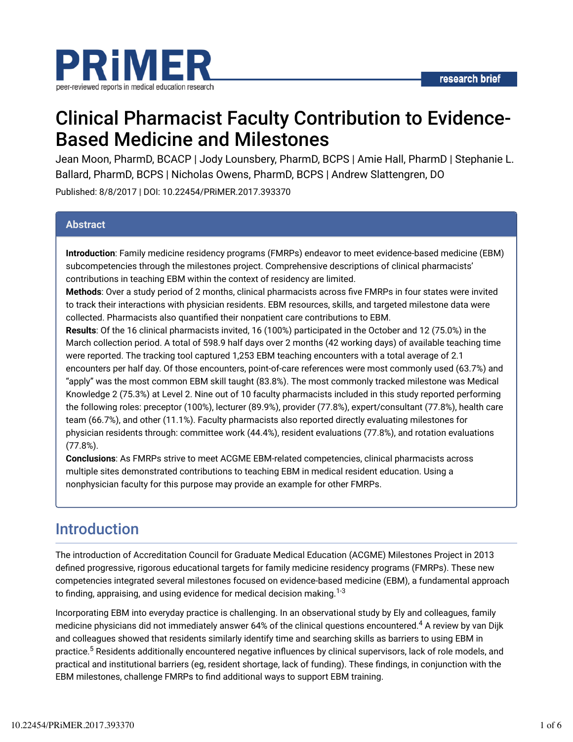PRiMER

peer-reviewed reports in medical education research

research brief

# Clinical Pharmacist Faculty Contribution to Evidence-Based Medicine and Milestones

Jean Moon, PharmD, BCACP | Jody Lounsbery, PharmD, BCPS | Amie Hall, PharmD | Stephanie L. Ballard, PharmD, BCPS | Nicholas Owens, PharmD, BCPS | Andrew Slattengren, DO

Published: 8/8/2017 | DOI: 10.22454/PRiMER.2017.393370

## Abstract

**Introduction**: Family medicine residency programs (FMRPs) endeavor to meet evidence-based medicine (EBM) subcompetencies through the milestones project. Comprehensive descriptions of clinical pharmacists' contributions in teaching EBM within the context of residency are limited.

**Methods**: Over a study period of 2 months, clinical pharmacists across five FMRPs in four states were invited to track their interactions with physician residents. EBM resources, skills, and targeted milestone data were collected. Pharmacists also quantified their nonpatient care contributions to EBM.

**Results**: Of the 16 clinical pharmacists invited, 16 (100%) participated in the October and 12 (75.0%) in the March collection period. A total of 598.9 half days over 2 months (42 working days) of available teaching time were reported. The tracking tool captured 1,253 EBM teaching encounters with a total average of 2.1 encounters per half day. Of those encounters, point-of-care references were most commonly used (63.7%) and "apply" was the most common EBM skill taught (83.8%). The most commonly tracked milestone was Medical Knowledge 2 (75.3%) at Level 2. Nine out of 10 faculty pharmacists included in this study reported performing the following roles: preceptor (100%), lecturer (89.9%), provider (77.8%), expert/consultant (77.8%), health care team (66.7%), and other (11.1%). Faculty pharmacists also reported directly evaluating milestones for physician residents through: committee work (44.4%), resident evaluations (77.8%), and rotation evaluations (77.8%).

**Conclusions**: As FMRPs strive to meet ACGME EBM-related competencies, clinical pharmacists across multiple sites demonstrated contributions to teaching EBM in medical resident education. Using a nonphysician faculty for this purpose may provide an example for other FMRPs.

## Introduction

The introduction of Accreditation Council for Graduate Medical Education (ACGME) Milestones Project in 2013 defined progressive, rigorous educational targets for family medicine residency programs (FMRPs). These new competencies integrated several milestones focused on evidence-based medicine (EBM), a fundamental approach to finding, appraising, and using evidence for medical decision making.[1-3]

Incorporating EBM into everyday practice is challenging. In an observational study by Ely and colleagues, family medicine physicians did not immediately answer 64% of the clinical questions encountered.[4] A review by van Dijk and colleagues showed that residents similarly identify time and searching skills as barriers to using EBM in practice.[5] Residents additionally encountered negative influences by clinical supervisors, lack of role models, and practical and institutional barriers (eg, resident shortage, lack of funding). These findings, in conjunction with the EBM milestones, challenge FMRPs to find additional ways to support EBM training.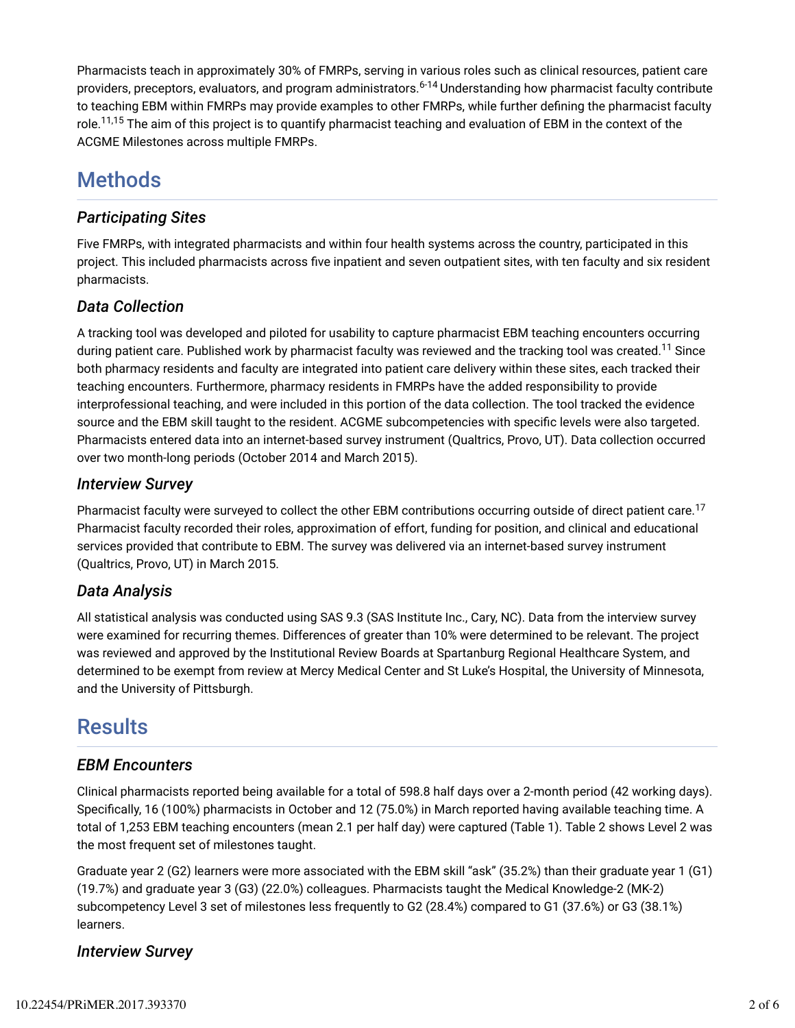Pharmacists teach in approximately 30% of FMRPs, serving in various roles such as clinical resources, patient care providers, preceptors, evaluators, and program administrators.[6-14] Understanding how pharmacist faculty contribute to teaching EBM within FMRPs may provide examples to other FMRPs, while further defining the pharmacist faculty role.[11,15] The aim of this project is to quantify pharmacist teaching and evaluation of EBM in the context of the ACGME Milestones across multiple FMRPs.

# Methods

### *Participating Sites*

Five FMRPs, with integrated pharmacists and within four health systems across the country, participated in this project. This included pharmacists across five inpatient and seven outpatient sites, with ten faculty and six resident pharmacists.

### *Data Collection*

A tracking tool was developed and piloted for usability to capture pharmacist EBM teaching encounters occurring during patient care. Published work by pharmacist faculty was reviewed and the tracking tool was created.[11] Since both pharmacy residents and faculty are integrated into patient care delivery within these sites, each tracked their teaching encounters. Furthermore, pharmacy residents in FMRPs have the added responsibility to provide interprofessional teaching, and were included in this portion of the data collection. The tool tracked the evidence source and the EBM skill taught to the resident. ACGME subcompetencies with specific levels were also targeted. Pharmacists entered data into an internet-based survey instrument (Qualtrics, Provo, UT). Data collection occurred over two month-long periods (October 2014 and March 2015).

### *Interview Survey*

Pharmacist faculty were surveyed to collect the other EBM contributions occurring outside of direct patient care.[17] Pharmacist faculty recorded their roles, approximation of effort, funding for position, and clinical and educational services provided that contribute to EBM. The survey was delivered via an internet-based survey instrument (Qualtrics, Provo, UT) in March 2015.

### *Data Analysis*

All statistical analysis was conducted using SAS 9.3 (SAS Institute Inc., Cary, NC). Data from the interview survey were examined for recurring themes. Differences of greater than 10% were determined to be relevant. The project was reviewed and approved by the Institutional Review Boards at Spartanburg Regional Healthcare System, and determined to be exempt from review at Mercy Medical Center and St Luke's Hospital, the University of Minnesota, and the University of Pittsburgh.

# Results

### *EBM Encounters*

Clinical pharmacists reported being available for a total of 598.8 half days over a 2-month period (42 working days). Specifically, 16 (100%) pharmacists in October and 12 (75.0%) in March reported having available teaching time. A total of 1,253 EBM teaching encounters (mean 2.1 per half day) were captured (Table 1). Table 2 shows Level 2 was the most frequent set of milestones taught.

Graduate year 2 (G2) learners were more associated with the EBM skill "ask" (35.2%) than their graduate year 1 (G1) (19.7%) and graduate year 3 (G3) (22.0%) colleagues. Pharmacists taught the Medical Knowledge-2 (MK-2) subcompetency Level 3 set of milestones less frequently to G2 (28.4%) compared to G1 (37.6%) or G3 (38.1%) learners.

### *Interview Survey*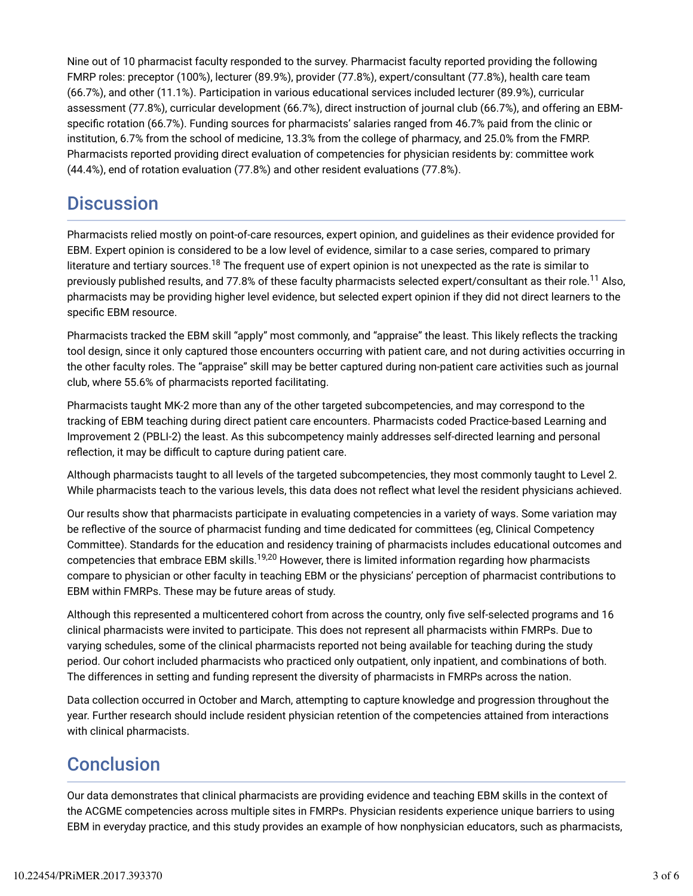Nine out of 10 pharmacist faculty responded to the survey. Pharmacist faculty reported providing the following FMRP roles: preceptor (100%), lecturer (89.9%), provider (77.8%), expert/consultant (77.8%), health care team (66.7%), and other (11.1%). Participation in various educational services included lecturer (89.9%), curricular assessment (77.8%), curricular development (66.7%), direct instruction of journal club (66.7%), and offering an EBM-specific rotation (66.7%). Funding sources for pharmacists' salaries ranged from 46.7% paid from the clinic or institution, 6.7% from the school of medicine, 13.3% from the college of pharmacy, and 25.0% from the FMRP. Pharmacists reported providing direct evaluation of competencies for physician residents by: committee work (44.4%), end of rotation evaluation (77.8%) and other resident evaluations (77.8%).

## Discussion

Pharmacists relied mostly on point-of-care resources, expert opinion, and guidelines as their evidence provided for EBM. Expert opinion is considered to be a low level of evidence, similar to a case series, compared to primary literature and tertiary sources.[18] The frequent use of expert opinion is not unexpected as the rate is similar to previously published results, and 77.8% of these faculty pharmacists selected expert/consultant as their role.[11] Also, pharmacists may be providing higher level evidence, but selected expert opinion if they did not direct learners to the specific EBM resource.

Pharmacists tracked the EBM skill "apply" most commonly, and "appraise" the least. This likely reflects the tracking tool design, since it only captured those encounters occurring with patient care, and not during activities occurring in the other faculty roles. The "appraise" skill may be better captured during non-patient care activities such as journal club, where 55.6% of pharmacists reported facilitating.

Pharmacists taught MK-2 more than any of the other targeted subcompetencies, and may correspond to the tracking of EBM teaching during direct patient care encounters. Pharmacists coded Practice-based Learning and Improvement 2 (PBLI-2) the least. As this subcompetency mainly addresses self-directed learning and personal reflection, it may be difficult to capture during patient care.

Although pharmacists taught to all levels of the targeted subcompetencies, they most commonly taught to Level 2. While pharmacists teach to the various levels, this data does not reflect what level the resident physicians achieved.

Our results show that pharmacists participate in evaluating competencies in a variety of ways. Some variation may be reflective of the source of pharmacist funding and time dedicated for committees (eg, Clinical Competency Committee). Standards for the education and residency training of pharmacists includes educational outcomes and competencies that embrace EBM skills.[19,20] However, there is limited information regarding how pharmacists compare to physician or other faculty in teaching EBM or the physicians' perception of pharmacist contributions to EBM within FMRPs. These may be future areas of study.

Although this represented a multicentered cohort from across the country, only five self-selected programs and 16 clinical pharmacists were invited to participate. This does not represent all pharmacists within FMRPs. Due to varying schedules, some of the clinical pharmacists reported not being available for teaching during the study period. Our cohort included pharmacists who practiced only outpatient, only inpatient, and combinations of both. The differences in setting and funding represent the diversity of pharmacists in FMRPs across the nation.

Data collection occurred in October and March, attempting to capture knowledge and progression throughout the year. Further research should include resident physician retention of the competencies attained from interactions with clinical pharmacists.

## Conclusion

Our data demonstrates that clinical pharmacists are providing evidence and teaching EBM skills in the context of the ACGME competencies across multiple sites in FMRPs. Physician residents experience unique barriers to using EBM in everyday practice, and this study provides an example of how nonphysician educators, such as pharmacists,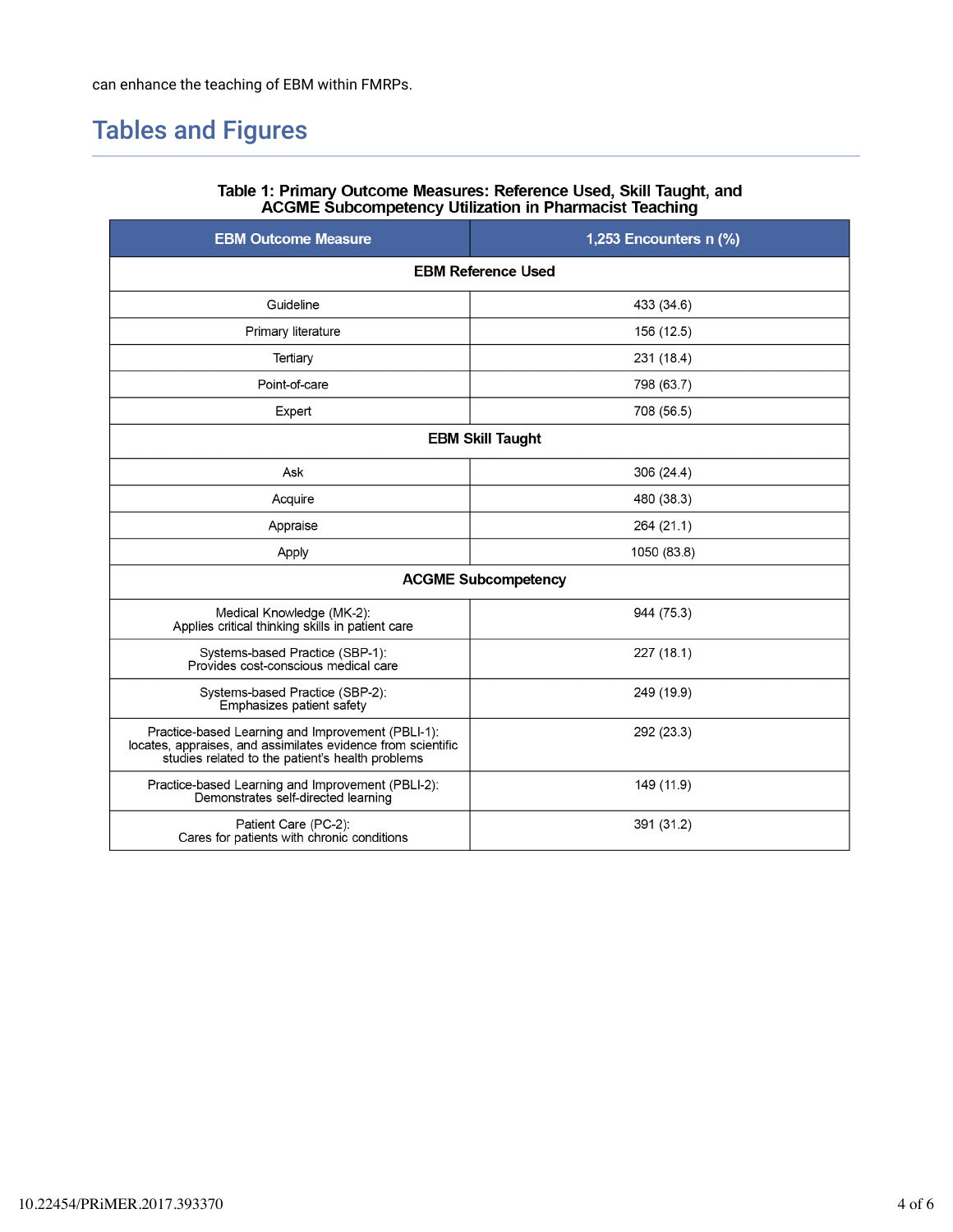can enhance the teaching of EBM within FMRPs.

## Tables and Figures

**Table 1: Primary Outcome Measures: Reference Used, Skill Taught, and ACGME Subcompetency Utilization in Pharmacist Teaching**

| EBM Outcome Measure | 1,253 Encounters n (%) |
|---|---|
| **EBM Reference Used** | |
| Guideline | 433 (34.6) |
| Primary literature | 156 (12.5) |
| Tertiary | 231 (18.4) |
| Point-of-care | 798 (63.7) |
| Expert | 708 (56.5) |
| **EBM Skill Taught** | |
| Ask | 306 (24.4) |
| Acquire | 480 (38.3) |
| Appraise | 264 (21.1) |
| Apply | 1050 (83.8) |
| **ACGME Subcompetency** | |
| Medical Knowledge (MK-2): Applies critical thinking skills in patient care | 944 (75.3) |
| Systems-based Practice (SBP-1): Provides cost-conscious medical care | 227 (18.1) |
| Systems-based Practice (SBP-2): Emphasizes patient safety | 249 (19.9) |
| Practice-based Learning and Improvement (PBLI-1): locates, appraises, and assimilates evidence from scientific studies related to the patient's health problems | 292 (23.3) |
| Practice-based Learning and Improvement (PBLI-2): Demonstrates self-directed learning | 149 (11.9) |
| Patient Care (PC-2): Cares for patients with chronic conditions | 391 (31.2) |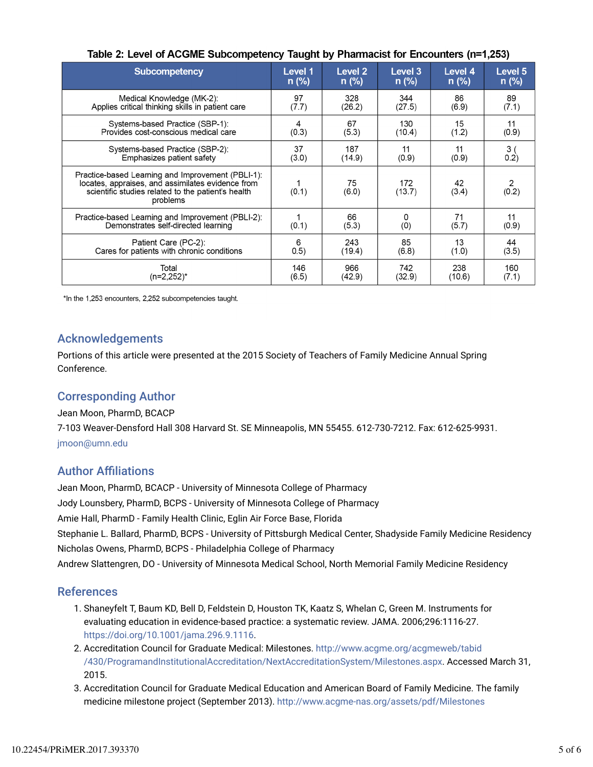**Table 2: Level of ACGME Subcompetency Taught by Pharmacist for Encounters (n=1,253)**

| Subcompetency | Level 1 n (%) | Level 2 n (%) | Level 3 n (%) | Level 4 n (%) | Level 5 n (%) |
|---|---|---|---|---|---|
| Medical Knowledge (MK-2): Applies critical thinking skills in patient care | 97 (7.7) | 328 (26.2) | 344 (27.5) | 86 (6.9) | 89 (7.1) |
| Systems-based Practice (SBP-1): Provides cost-conscious medical care | 4 (0.3) | 67 (5.3) | 130 (10.4) | 15 (1.2) | 11 (0.9) |
| Systems-based Practice (SBP-2): Emphasizes patient safety | 37 (3.0) | 187 (14.9) | 11 (0.9) | 11 (0.9) | 3 ( 0.2) |
| Practice-based Learning and Improvement (PBLI-1): locates, appraises, and assimilates evidence from scientific studies related to the patient's health problems | 1 (0.1) | 75 (6.0) | 172 (13.7) | 42 (3.4) | 2 (0.2) |
| Practice-based Learning and Improvement (PBLI-2): Demonstrates self-directed learning | 1 (0.1) | 66 (5.3) | 0 (0) | 71 (5.7) | 11 (0.9) |
| Patient Care (PC-2): Cares for patients with chronic conditions | 6 0.5) | 243 (19.4) | 85 (6.8) | 13 (1.0) | 44 (3.5) |
| Total (n=2,252)* | 146 (6.5) | 966 (42.9) | 742 (32.9) | 238 (10.6) | 160 (7.1) |

*In the 1,253 encounters, 2,252 subcompetencies taught.

## Acknowledgements

Portions of this article were presented at the 2015 Society of Teachers of Family Medicine Annual Spring Conference.

## Corresponding Author

Jean Moon, PharmD, BCACP

7-103 Weaver-Densford Hall 308 Harvard St. SE Minneapolis, MN 55455. 612-730-7212. Fax: 612-625-9931.

jmoon@umn.edu

## Author Affiliations

Jean Moon, PharmD, BCACP - University of Minnesota College of Pharmacy

Jody Lounsbery, PharmD, BCPS - University of Minnesota College of Pharmacy

Amie Hall, PharmD - Family Health Clinic, Eglin Air Force Base, Florida

Stephanie L. Ballard, PharmD, BCPS - University of Pittsburgh Medical Center, Shadyside Family Medicine Residency

Nicholas Owens, PharmD, BCPS - Philadelphia College of Pharmacy

Andrew Slattengren, DO - University of Minnesota Medical School, North Memorial Family Medicine Residency

## References

1. Shaneyfelt T, Baum KD, Bell D, Feldstein D, Houston TK, Kaatz S, Whelan C, Green M. Instruments for evaluating education in evidence-based practice: a systematic review. JAMA. 2006;296:1116-27. https://doi.org/10.1001/jama.296.9.1116.
2. Accreditation Council for Graduate Medical: Milestones. http://www.acgme.org/acgmeweb/tabid/430/ProgramandInstitutionalAccreditation/NextAccreditationSystem/Milestones.aspx. Accessed March 31, 2015.
3. Accreditation Council for Graduate Medical Education and American Board of Family Medicine. The family medicine milestone project (September 2013). http://www.acgme-nas.org/assets/pdf/Milestones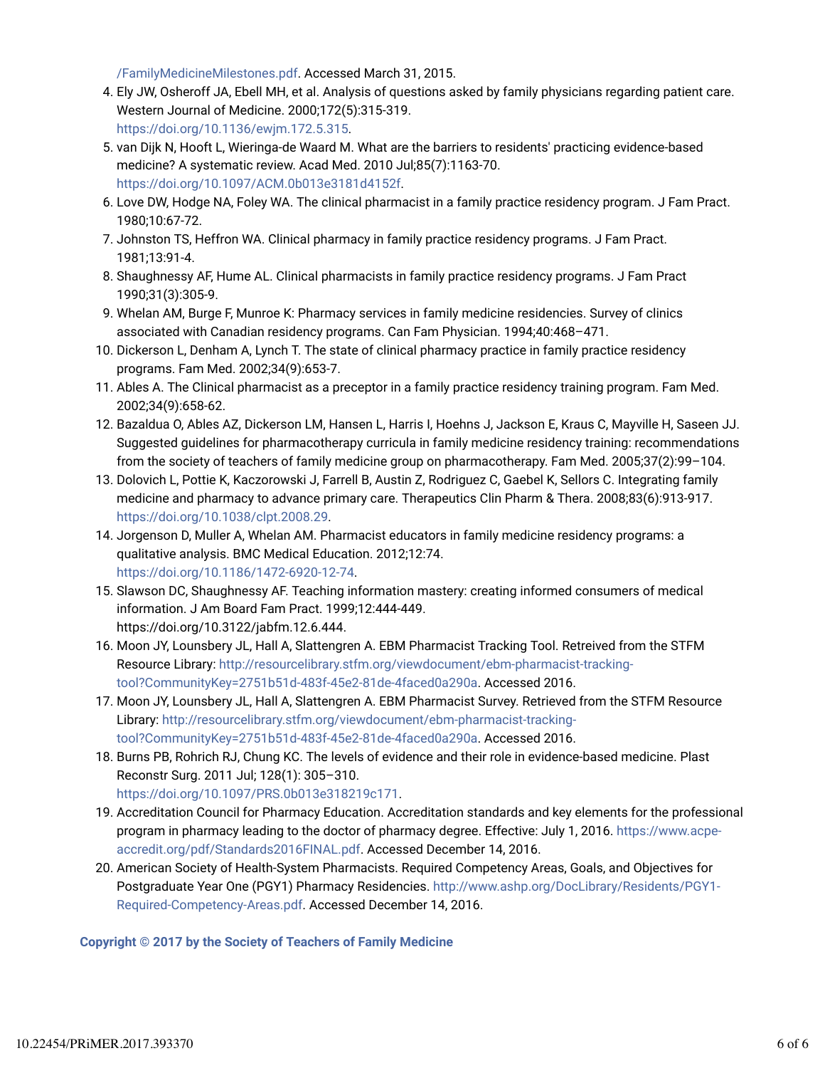/FamilyMedicineMilestones.pdf. Accessed March 31, 2015.

4. Ely JW, Osheroff JA, Ebell MH, et al. Analysis of questions asked by family physicians regarding patient care. Western Journal of Medicine. 2000;172(5):315-319. https://doi.org/10.1136/ewjm.172.5.315.
5. van Dijk N, Hooft L, Wieringa-de Waard M. What are the barriers to residents' practicing evidence-based medicine? A systematic review. Acad Med. 2010 Jul;85(7):1163-70. https://doi.org/10.1097/ACM.0b013e3181d4152f.
6. Love DW, Hodge NA, Foley WA. The clinical pharmacist in a family practice residency program. J Fam Pract. 1980;10:67-72.
7. Johnston TS, Heffron WA. Clinical pharmacy in family practice residency programs. J Fam Pract. 1981;13:91-4.
8. Shaughnessy AF, Hume AL. Clinical pharmacists in family practice residency programs. J Fam Pract 1990;31(3):305-9.
9. Whelan AM, Burge F, Munroe K: Pharmacy services in family medicine residencies. Survey of clinics associated with Canadian residency programs. Can Fam Physician. 1994;40:468–471.
10. Dickerson L, Denham A, Lynch T. The state of clinical pharmacy practice in family practice residency programs. Fam Med. 2002;34(9):653-7.
11. Ables A. The Clinical pharmacist as a preceptor in a family practice residency training program. Fam Med. 2002;34(9):658-62.
12. Bazaldua O, Ables AZ, Dickerson LM, Hansen L, Harris I, Hoehns J, Jackson E, Kraus C, Mayville H, Saseen JJ. Suggested guidelines for pharmacotherapy curricula in family medicine residency training: recommendations from the society of teachers of family medicine group on pharmacotherapy. Fam Med. 2005;37(2):99–104.
13. Dolovich L, Pottie K, Kaczorowski J, Farrell B, Austin Z, Rodriguez C, Gaebel K, Sellors C. Integrating family medicine and pharmacy to advance primary care. Therapeutics Clin Pharm & Thera. 2008;83(6):913-917. https://doi.org/10.1038/clpt.2008.29.
14. Jorgenson D, Muller A, Whelan AM. Pharmacist educators in family medicine residency programs: a qualitative analysis. BMC Medical Education. 2012;12:74. https://doi.org/10.1186/1472-6920-12-74.
15. Slawson DC, Shaughnessy AF. Teaching information mastery: creating informed consumers of medical information. J Am Board Fam Pract. 1999;12:444-449. https://doi.org/10.3122/jabfm.12.6.444.
16. Moon JY, Lounsbery JL, Hall A, Slattengren A. EBM Pharmacist Tracking Tool. Retreived from the STFM Resource Library: http://resourcelibrary.stfm.org/viewdocument/ebm-pharmacist-tracking-tool?CommunityKey=2751b51d-483f-45e2-81de-4faced0a290a. Accessed 2016.
17. Moon JY, Lounsbery JL, Hall A, Slattengren A. EBM Pharmacist Survey. Retrieved from the STFM Resource Library: http://resourcelibrary.stfm.org/viewdocument/ebm-pharmacist-tracking-tool?CommunityKey=2751b51d-483f-45e2-81de-4faced0a290a. Accessed 2016.
18. Burns PB, Rohrich RJ, Chung KC. The levels of evidence and their role in evidence-based medicine. Plast Reconstr Surg. 2011 Jul; 128(1): 305–310. https://doi.org/10.1097/PRS.0b013e318219c171.
19. Accreditation Council for Pharmacy Education. Accreditation standards and key elements for the professional program in pharmacy leading to the doctor of pharmacy degree. Effective: July 1, 2016. https://www.acpe-accredit.org/pdf/Standards2016FINAL.pdf. Accessed December 14, 2016.
20. American Society of Health-System Pharmacists. Required Competency Areas, Goals, and Objectives for Postgraduate Year One (PGY1) Pharmacy Residencies. http://www.ashp.org/DocLibrary/Residents/PGY1-Required-Competency-Areas.pdf. Accessed December 14, 2016.

**Copyright © 2017 by the Society of Teachers of Family Medicine**

10.22454/PRiMER.2017.393370